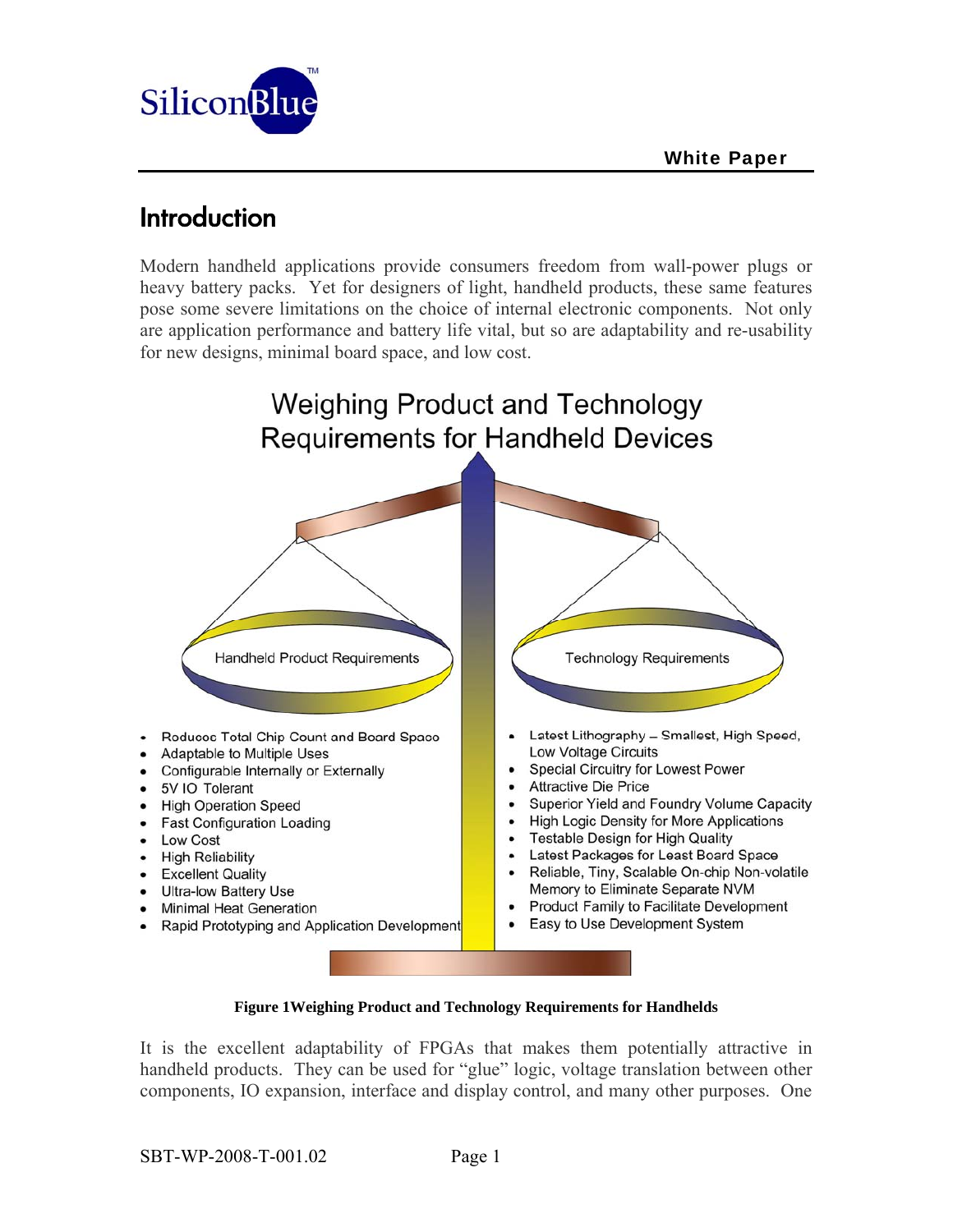## Introduction

Modern handheld applications provide consumers freedom from wall-power plugs or heavy battery packs. Yet for designers of light, handheld products, these same features pose some severe limitations on the choice of internal electronic components. Not only are application performance and battery life vital, but so are adaptability and re-usability for new designs, minimal board space, and low cost.

Weighing Product and Technology Requirements for Handheld Devices

Handheld Product Requirements

- Reduces Total Chip Count and Board Space
- Adaptable to Multiple Uses
- Configurable Internally or Externally
- 5V IO Tolerant
- High Operation Speed
- Fast Configuration Loading
- Low Cost
- High Reliability
- Excellent Quality
- Ultra-low Battery Use
- Minimal Heat Generation
- Rapid Prototyping and Application Development

Technology Requirements

- Latest Lithography – Smallest, High Speed, Low Voltage Circuits
- Special Circuitry for Lowest Power
- Attractive Die Price
- Superior Yield and Foundry Volume Capacity
- High Logic Density for More Applications
- Testable Design for High Quality
- Latest Packages for Least Board Space
- Reliable, Tiny, Scalable On-chip Non-volatile Memory to Eliminate Separate NVM
- Product Family to Facilitate Development
- Easy to Use Development System

**Figure 1Weighing Product and Technology Requirements for Handhelds**

It is the excellent adaptability of FPGAs that makes them potentially attractive in handheld products. They can be used for "glue" logic, voltage translation between other components, IO expansion, interface and display control, and many other purposes. One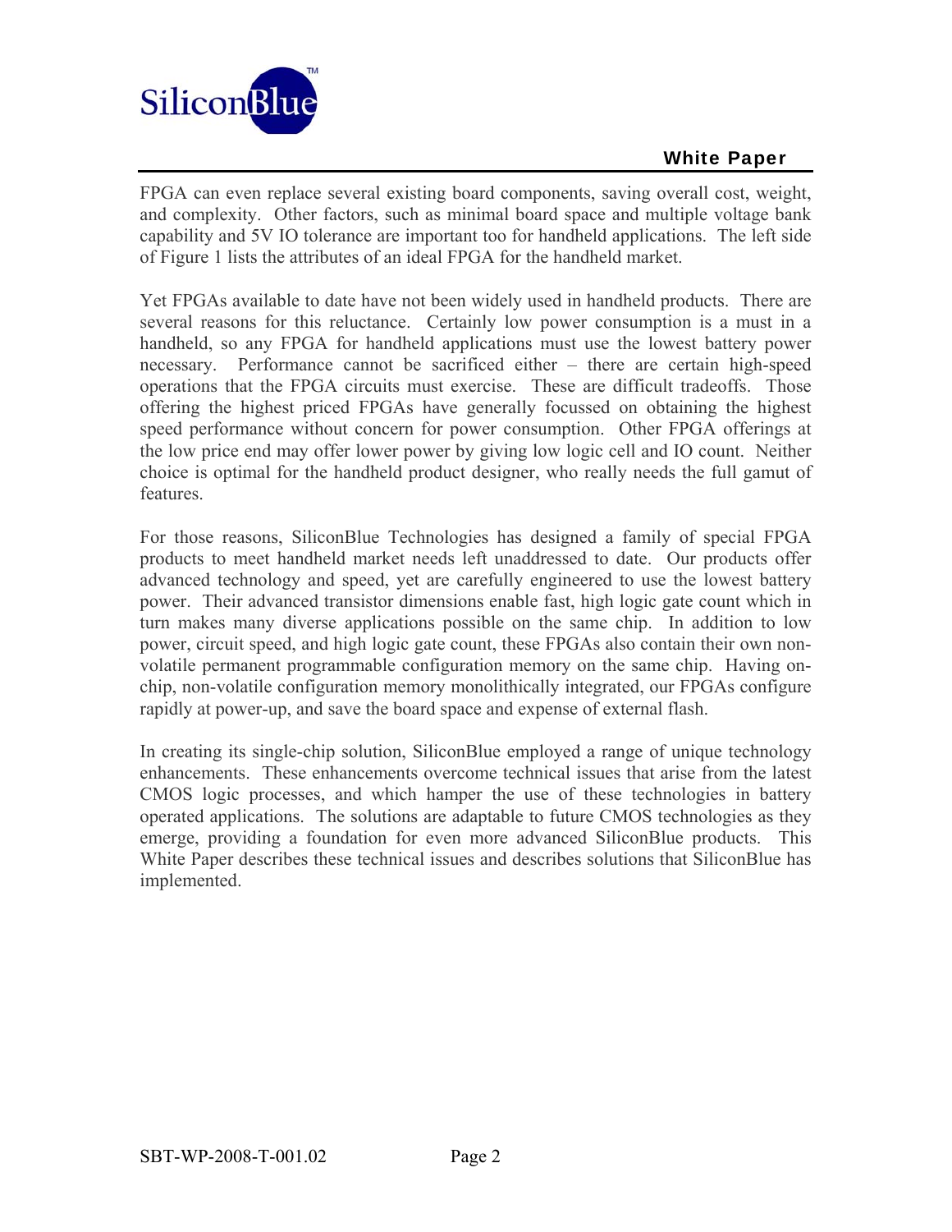FPGA can even replace several existing board components, saving overall cost, weight, and complexity. Other factors, such as minimal board space and multiple voltage bank capability and 5V IO tolerance are important too for handheld applications. The left side of Figure 1 lists the attributes of an ideal FPGA for the handheld market.

Yet FPGAs available to date have not been widely used in handheld products. There are several reasons for this reluctance. Certainly low power consumption is a must in a handheld, so any FPGA for handheld applications must use the lowest battery power necessary. Performance cannot be sacrificed either – there are certain high-speed operations that the FPGA circuits must exercise. These are difficult tradeoffs. Those offering the highest priced FPGAs have generally focussed on obtaining the highest speed performance without concern for power consumption. Other FPGA offerings at the low price end may offer lower power by giving low logic cell and IO count. Neither choice is optimal for the handheld product designer, who really needs the full gamut of features.

For those reasons, SiliconBlue Technologies has designed a family of special FPGA products to meet handheld market needs left unaddressed to date. Our products offer advanced technology and speed, yet are carefully engineered to use the lowest battery power. Their advanced transistor dimensions enable fast, high logic gate count which in turn makes many diverse applications possible on the same chip. In addition to low power, circuit speed, and high logic gate count, these FPGAs also contain their own non-volatile permanent programmable configuration memory on the same chip. Having on-chip, non-volatile configuration memory monolithically integrated, our FPGAs configure rapidly at power-up, and save the board space and expense of external flash.

In creating its single-chip solution, SiliconBlue employed a range of unique technology enhancements. These enhancements overcome technical issues that arise from the latest CMOS logic processes, and which hamper the use of these technologies in battery operated applications. The solutions are adaptable to future CMOS technologies as they emerge, providing a foundation for even more advanced SiliconBlue products. This White Paper describes these technical issues and describes solutions that SiliconBlue has implemented.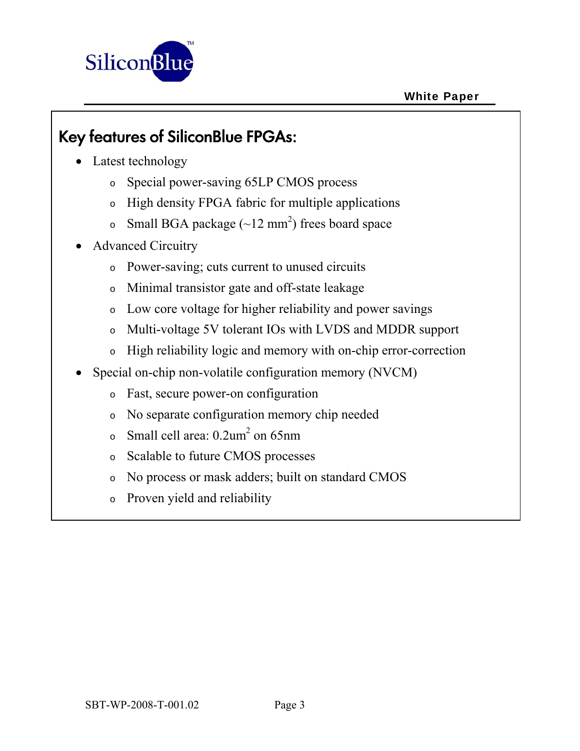## Key features of SiliconBlue FPGAs:

- Latest technology
  - Special power-saving 65LP CMOS process
  - High density FPGA fabric for multiple applications
  - Small BGA package (~12 $mm^2$) frees board space
- Advanced Circuitry
  - Power-saving; cuts current to unused circuits
  - Minimal transistor gate and off-state leakage
  - Low core voltage for higher reliability and power savings
  - Multi-voltage 5V tolerant IOs with LVDS and MDDR support
  - High reliability logic and memory with on-chip error-correction
- Special on-chip non-volatile configuration memory (NVCM)
  - Fast, secure power-on configuration
  - No separate configuration memory chip needed
  - Small cell area: 0.2$um^2$ on 65nm
  - Scalable to future CMOS processes
  - No process or mask adders; built on standard CMOS
  - Proven yield and reliability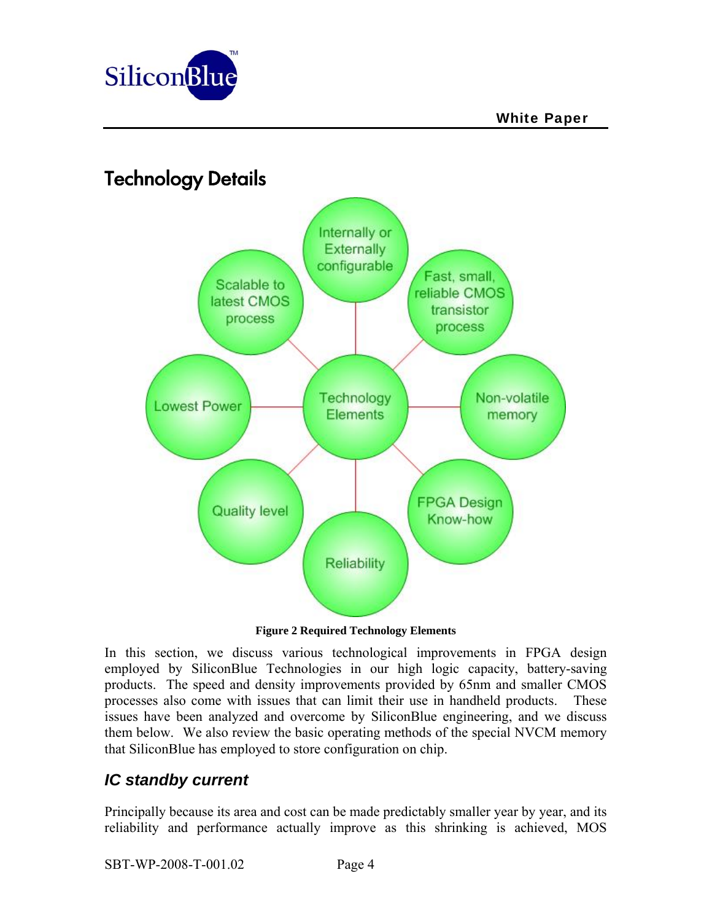## Technology Details

**Figure 2 Required Technology Elements**

In this section, we discuss various technological improvements in FPGA design employed by SiliconBlue Technologies in our high logic capacity, battery-saving products. The speed and density improvements provided by 65nm and smaller CMOS processes also come with issues that can limit their use in handheld products. These issues have been analyzed and overcome by SiliconBlue engineering, and we discuss them below. We also review the basic operating methods of the special NVCM memory that SiliconBlue has employed to store configuration on chip.

### *IC standby current*

Principally because its area and cost can be made predictably smaller year by year, and its reliability and performance actually improve as this shrinking is achieved, MOS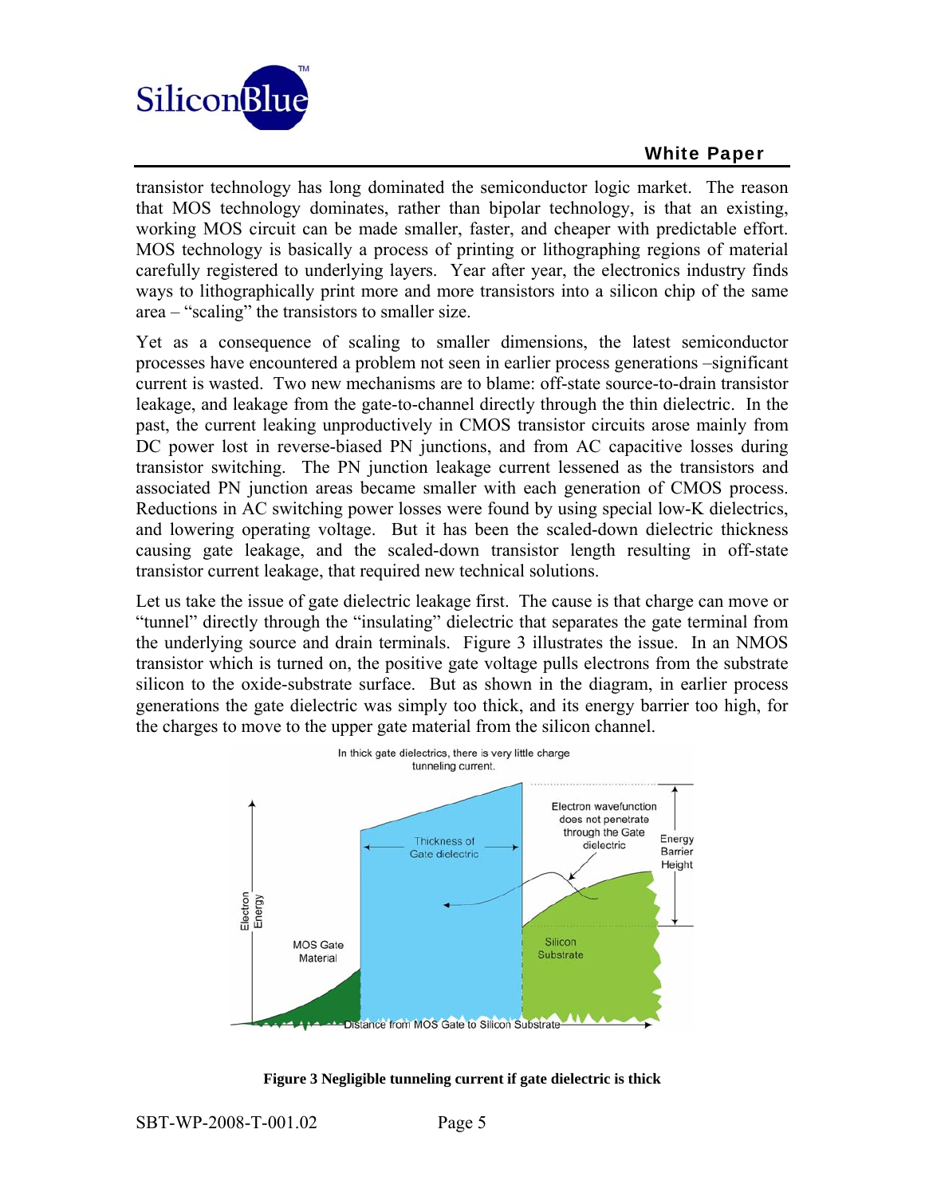transistor technology has long dominated the semiconductor logic market. The reason that MOS technology dominates, rather than bipolar technology, is that an existing, working MOS circuit can be made smaller, faster, and cheaper with predictable effort. MOS technology is basically a process of printing or lithographing regions of material carefully registered to underlying layers. Year after year, the electronics industry finds ways to lithographically print more and more transistors into a silicon chip of the same area – "scaling" the transistors to smaller size.

Yet as a consequence of scaling to smaller dimensions, the latest semiconductor processes have encountered a problem not seen in earlier process generations –significant current is wasted. Two new mechanisms are to blame: off-state source-to-drain transistor leakage, and leakage from the gate-to-channel directly through the thin dielectric. In the past, the current leaking unproductively in CMOS transistor circuits arose mainly from DC power lost in reverse-biased PN junctions, and from AC capacitive losses during transistor switching. The PN junction leakage current lessened as the transistors and associated PN junction areas became smaller with each generation of CMOS process. Reductions in AC switching power losses were found by using special low-K dielectrics, and lowering operating voltage. But it has been the scaled-down dielectric thickness causing gate leakage, and the scaled-down transistor length resulting in off-state transistor current leakage, that required new technical solutions.

Let us take the issue of gate dielectric leakage first. The cause is that charge can move or "tunnel" directly through the "insulating" dielectric that separates the gate terminal from the underlying source and drain terminals. Figure 3 illustrates the issue. In an NMOS transistor which is turned on, the positive gate voltage pulls electrons from the substrate silicon to the oxide-substrate surface. But as shown in the diagram, in earlier process generations the gate dielectric was simply too thick, and its energy barrier too high, for the charges to move to the upper gate material from the silicon channel.

**Figure 3 Negligible tunneling current if gate dielectric is thick**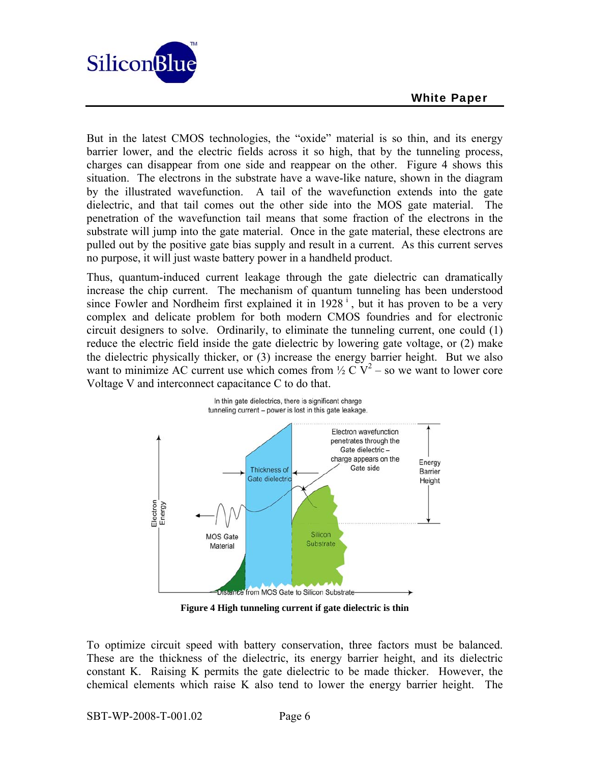But in the latest CMOS technologies, the "oxide" material is so thin, and its energy barrier lower, and the electric fields across it so high, that by the tunneling process, charges can disappear from one side and reappear on the other. Figure 4 shows this situation. The electrons in the substrate have a wave-like nature, shown in the diagram by the illustrated wavefunction. A tail of the wavefunction extends into the gate dielectric, and that tail comes out the other side into the MOS gate material. The penetration of the wavefunction tail means that some fraction of the electrons in the substrate will jump into the gate material. Once in the gate material, these electrons are pulled out by the positive gate bias supply and result in a current. As this current serves no purpose, it will just waste battery power in a handheld product.

Thus, quantum-induced current leakage through the gate dielectric can dramatically increase the chip current. The mechanism of quantum tunneling has been understood since Fowler and Nordheim first explained it in 1928 [i], but it has proven to be a very complex and delicate problem for both modern CMOS foundries and for electronic circuit designers to solve. Ordinarily, to eliminate the tunneling current, one could (1) reduce the electric field inside the gate dielectric by lowering gate voltage, or (2) make the dielectric physically thicker, or (3) increase the energy barrier height. But we also want to minimize AC current use which comes from $\frac{1}{2} C V^2$ – so we want to lower core Voltage V and interconnect capacitance C to do that.

In thin gate dielectrics, there is significant charge tunneling current – power is lost in this gate leakage.

Electron wavefunction penetrates through the Gate dielectric – charge appears on the Gate side

Thickness of Gate dielectric

Energy Barrier Height

Electron Energy

MOS Gate Material

Silicon Substrate

Distance from MOS Gate to Silicon Substrate

**Figure 4 High tunneling current if gate dielectric is thin**

To optimize circuit speed with battery conservation, three factors must be balanced. These are the thickness of the dielectric, its energy barrier height, and its dielectric constant K. Raising K permits the gate dielectric to be made thicker. However, the chemical elements which raise K also tend to lower the energy barrier height. The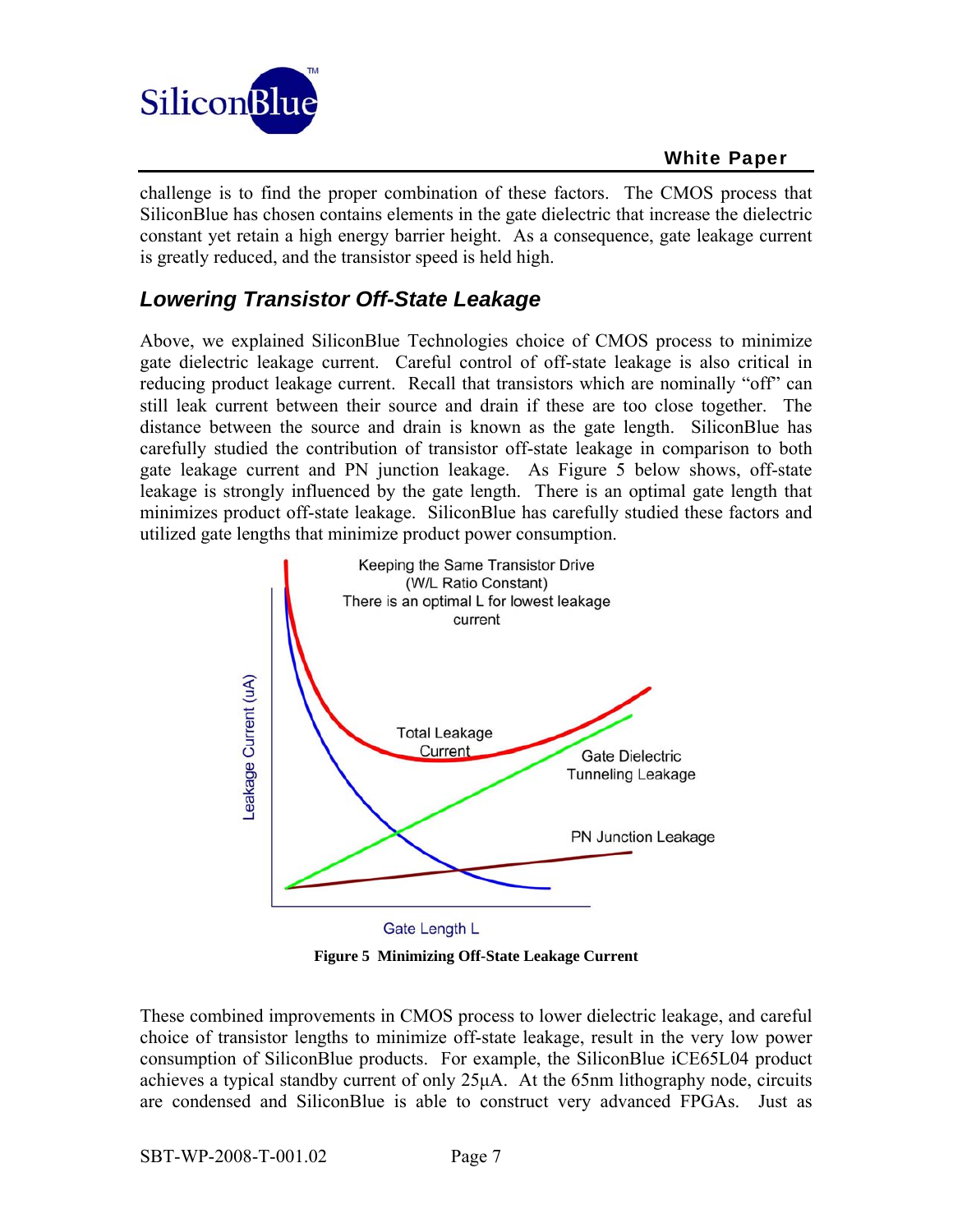challenge is to find the proper combination of these factors. The CMOS process that SiliconBlue has chosen contains elements in the gate dielectric that increase the dielectric constant yet retain a high energy barrier height. As a consequence, gate leakage current is greatly reduced, and the transistor speed is held high.

## *Lowering Transistor Off-State Leakage*

Above, we explained SiliconBlue Technologies choice of CMOS process to minimize gate dielectric leakage current. Careful control of off-state leakage is also critical in reducing product leakage current. Recall that transistors which are nominally "off" can still leak current between their source and drain if these are too close together. The distance between the source and drain is known as the gate length. SiliconBlue has carefully studied the contribution of transistor off-state leakage in comparison to both gate leakage current and PN junction leakage. As Figure 5 below shows, off-state leakage is strongly influenced by the gate length. There is an optimal gate length that minimizes product off-state leakage. SiliconBlue has carefully studied these factors and utilized gate lengths that minimize product power consumption.

**Figure 5 Minimizing Off-State Leakage Current**

These combined improvements in CMOS process to lower dielectric leakage, and careful choice of transistor lengths to minimize off-state leakage, result in the very low power consumption of SiliconBlue products. For example, the SiliconBlue iCE65L04 product achieves a typical standby current of only 25µA. At the 65nm lithography node, circuits are condensed and SiliconBlue is able to construct very advanced FPGAs. Just as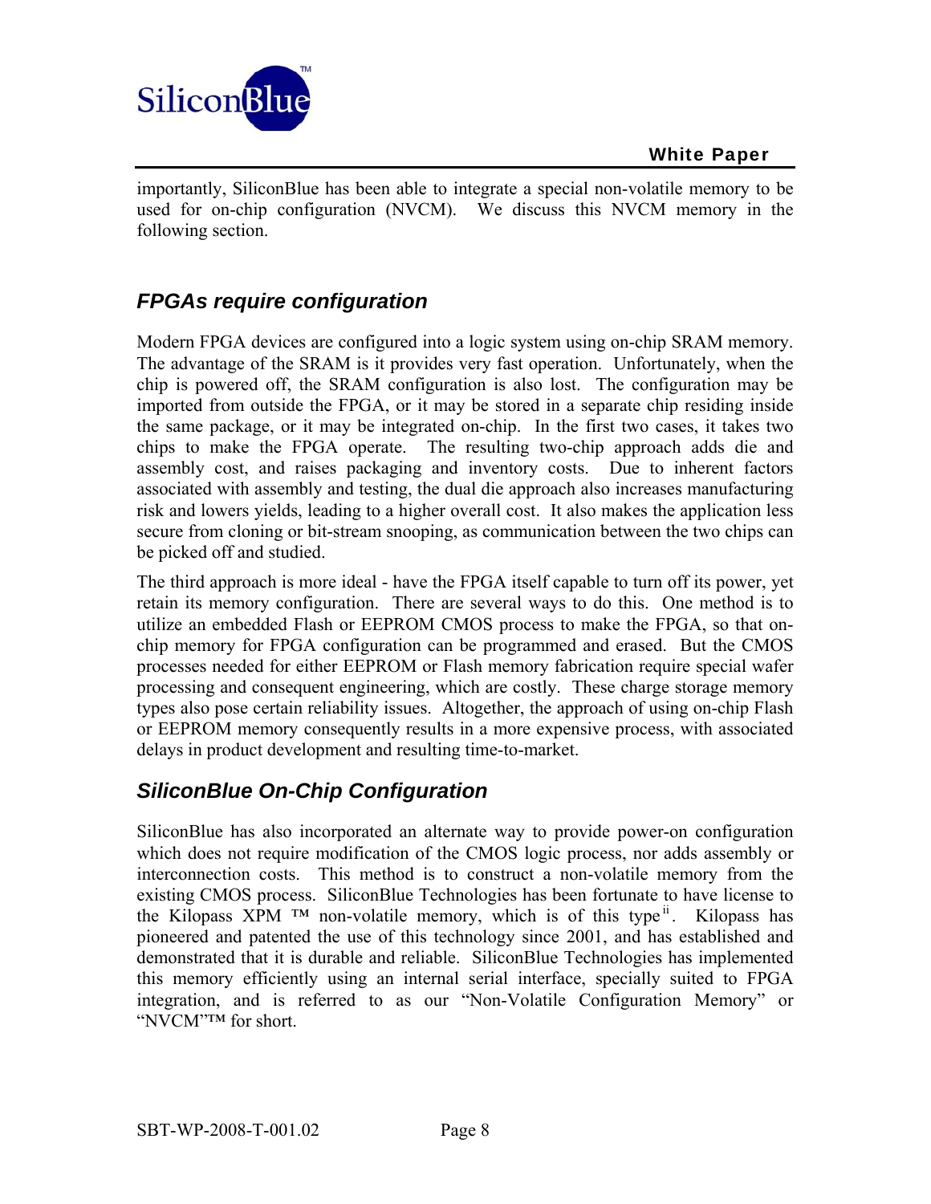importantly, SiliconBlue has been able to integrate a special non-volatile memory to be used for on-chip configuration (NVCM). We discuss this NVCM memory in the following section.

## *FPGAs require configuration*

Modern FPGA devices are configured into a logic system using on-chip SRAM memory. The advantage of the SRAM is it provides very fast operation. Unfortunately, when the chip is powered off, the SRAM configuration is also lost. The configuration may be imported from outside the FPGA, or it may be stored in a separate chip residing inside the same package, or it may be integrated on-chip. In the first two cases, it takes two chips to make the FPGA operate. The resulting two-chip approach adds die and assembly cost, and raises packaging and inventory costs. Due to inherent factors associated with assembly and testing, the dual die approach also increases manufacturing risk and lowers yields, leading to a higher overall cost. It also makes the application less secure from cloning or bit-stream snooping, as communication between the two chips can be picked off and studied.

The third approach is more ideal - have the FPGA itself capable to turn off its power, yet retain its memory configuration. There are several ways to do this. One method is to utilize an embedded Flash or EEPROM CMOS process to make the FPGA, so that on-chip memory for FPGA configuration can be programmed and erased. But the CMOS processes needed for either EEPROM or Flash memory fabrication require special wafer processing and consequent engineering, which are costly. These charge storage memory types also pose certain reliability issues. Altogether, the approach of using on-chip Flash or EEPROM memory consequently results in a more expensive process, with associated delays in product development and resulting time-to-market.

## *SiliconBlue On-Chip Configuration*

SiliconBlue has also incorporated an alternate way to provide power-on configuration which does not require modification of the CMOS logic process, nor adds assembly or interconnection costs. This method is to construct a non-volatile memory from the existing CMOS process. SiliconBlue Technologies has been fortunate to have license to the Kilopass XPM ™ non-volatile memory, which is of this type[ii]. Kilopass has pioneered and patented the use of this technology since 2001, and has established and demonstrated that it is durable and reliable. SiliconBlue Technologies has implemented this memory efficiently using an internal serial interface, specially suited to FPGA integration, and is referred to as our "Non-Volatile Configuration Memory" or "NVCM"™ for short.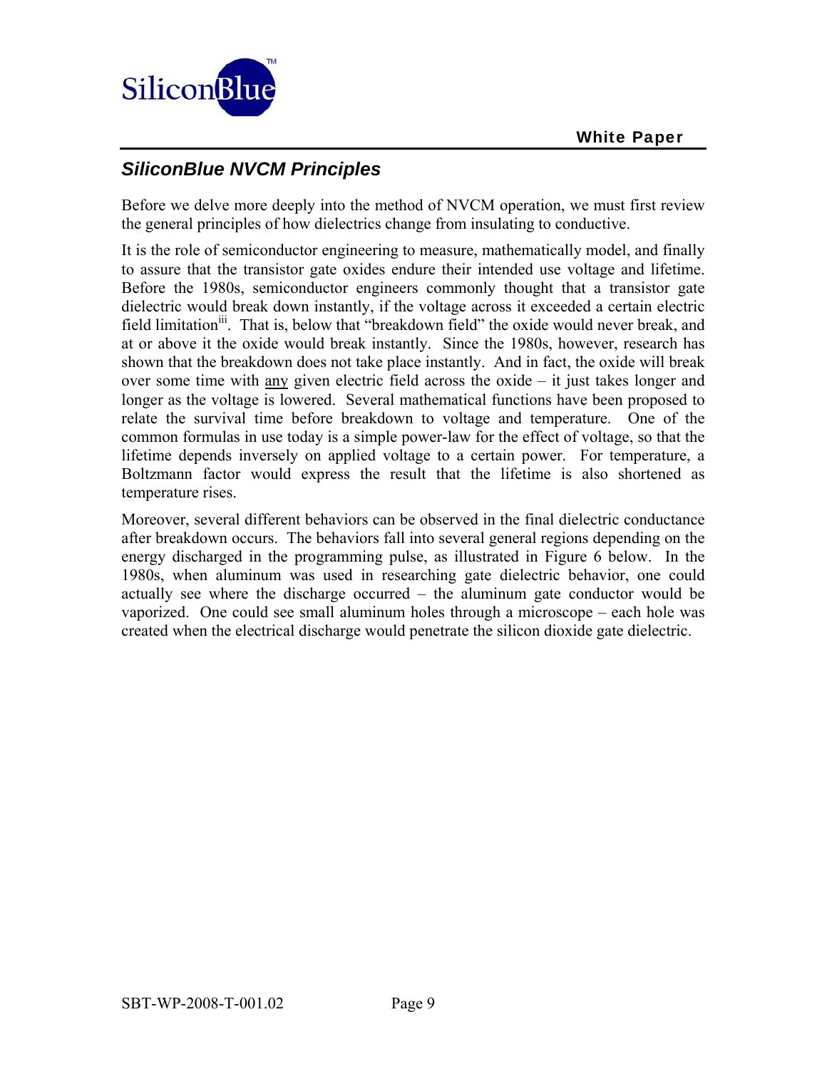## *SiliconBlue NVCM Principles*

Before we delve more deeply into the method of NVCM operation, we must first review the general principles of how dielectrics change from insulating to conductive.

It is the role of semiconductor engineering to measure, mathematically model, and finally to assure that the transistor gate oxides endure their intended use voltage and lifetime. Before the 1980s, semiconductor engineers commonly thought that a transistor gate dielectric would break down instantly, if the voltage across it exceeded a certain electric field limitation[iii]. That is, below that "breakdown field" the oxide would never break, and at or above it the oxide would break instantly. Since the 1980s, however, research has shown that the breakdown does not take place instantly. And in fact, the oxide will break over some time with <u>any</u> given electric field across the oxide – it just takes longer and longer as the voltage is lowered. Several mathematical functions have been proposed to relate the survival time before breakdown to voltage and temperature. One of the common formulas in use today is a simple power-law for the effect of voltage, so that the lifetime depends inversely on applied voltage to a certain power. For temperature, a Boltzmann factor would express the result that the lifetime is also shortened as temperature rises.

Moreover, several different behaviors can be observed in the final dielectric conductance after breakdown occurs. The behaviors fall into several general regions depending on the energy discharged in the programming pulse, as illustrated in Figure 6 below. In the 1980s, when aluminum was used in researching gate dielectric behavior, one could actually see where the discharge occurred – the aluminum gate conductor would be vaporized. One could see small aluminum holes through a microscope – each hole was created when the electrical discharge would penetrate the silicon dioxide gate dielectric.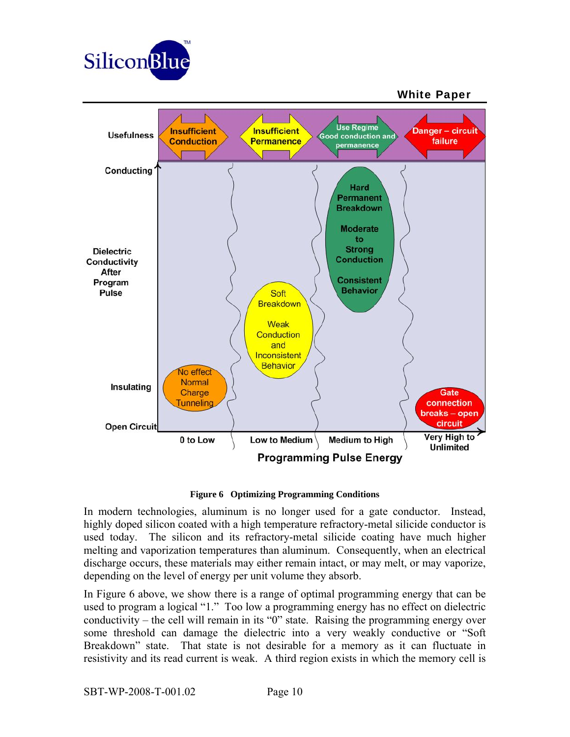**Figure 6 Optimizing Programming Conditions**

In modern technologies, aluminum is no longer used for a gate conductor. Instead, highly doped silicon coated with a high temperature refractory-metal silicide conductor is used today. The silicon and its refractory-metal silicide coating have much higher melting and vaporization temperatures than aluminum. Consequently, when an electrical discharge occurs, these materials may either remain intact, or may melt, or may vaporize, depending on the level of energy per unit volume they absorb.

In Figure 6 above, we show there is a range of optimal programming energy that can be used to program a logical "1." Too low a programming energy has no effect on dielectric conductivity – the cell will remain in its "0" state. Raising the programming energy over some threshold can damage the dielectric into a very weakly conductive or "Soft Breakdown" state. That state is not desirable for a memory as it can fluctuate in resistivity and its read current is weak. A third region exists in which the memory cell is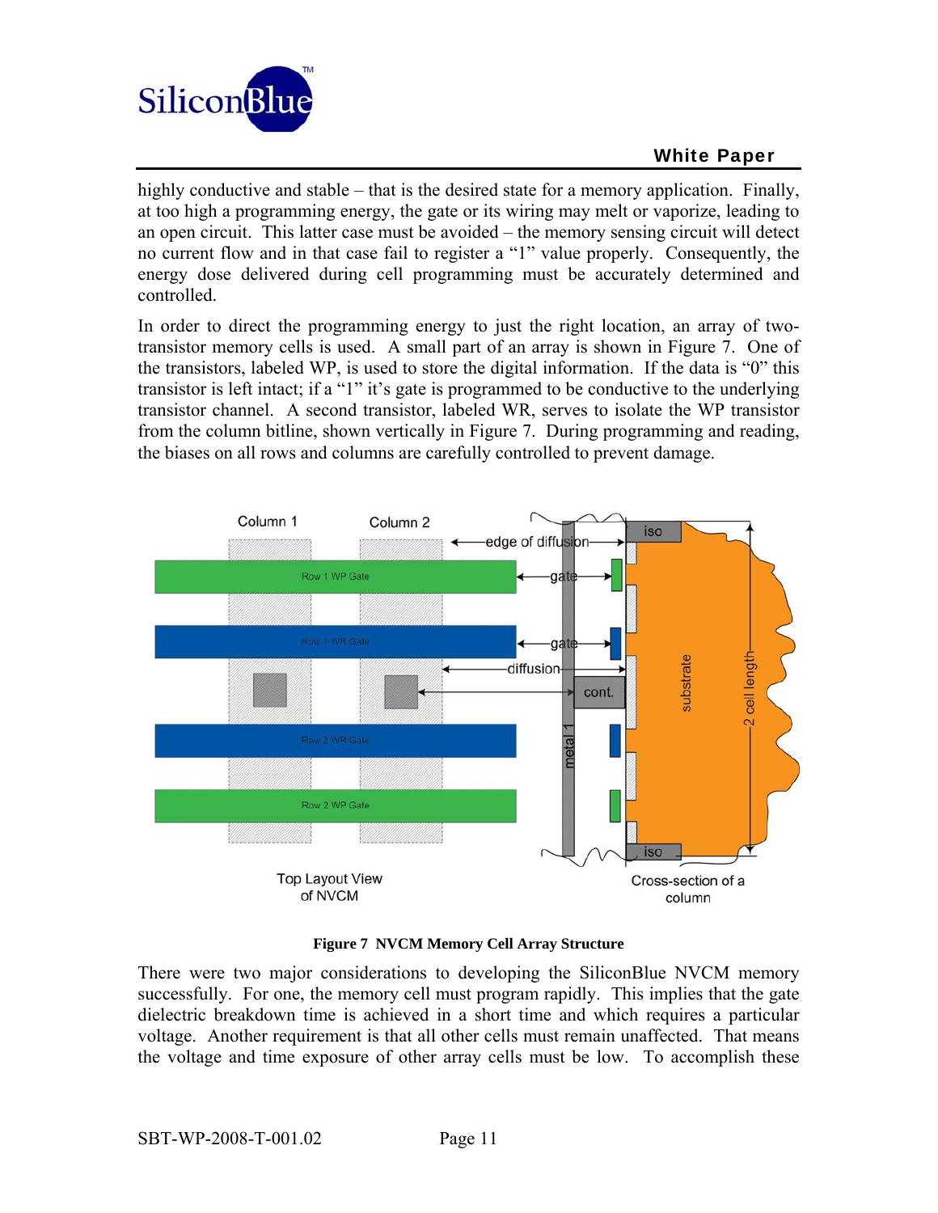highly conductive and stable – that is the desired state for a memory application. Finally, at too high a programming energy, the gate or its wiring may melt or vaporize, leading to an open circuit. This latter case must be avoided – the memory sensing circuit will detect no current flow and in that case fail to register a "1" value properly. Consequently, the energy dose delivered during cell programming must be accurately determined and controlled.

In order to direct the programming energy to just the right location, an array of two-transistor memory cells is used. A small part of an array is shown in Figure 7. One of the transistors, labeled WP, is used to store the digital information. If the data is "0" this transistor is left intact; if a "1" it's gate is programmed to be conductive to the underlying transistor channel. A second transistor, labeled WR, serves to isolate the WP transistor from the column bitline, shown vertically in Figure 7. During programming and reading, the biases on all rows and columns are carefully controlled to prevent damage.

**Figure 7 NVCM Memory Cell Array Structure**

There were two major considerations to developing the SiliconBlue NVCM memory successfully. For one, the memory cell must program rapidly. This implies that the gate dielectric breakdown time is achieved in a short time and which requires a particular voltage. Another requirement is that all other cells must remain unaffected. That means the voltage and time exposure of other array cells must be low. To accomplish these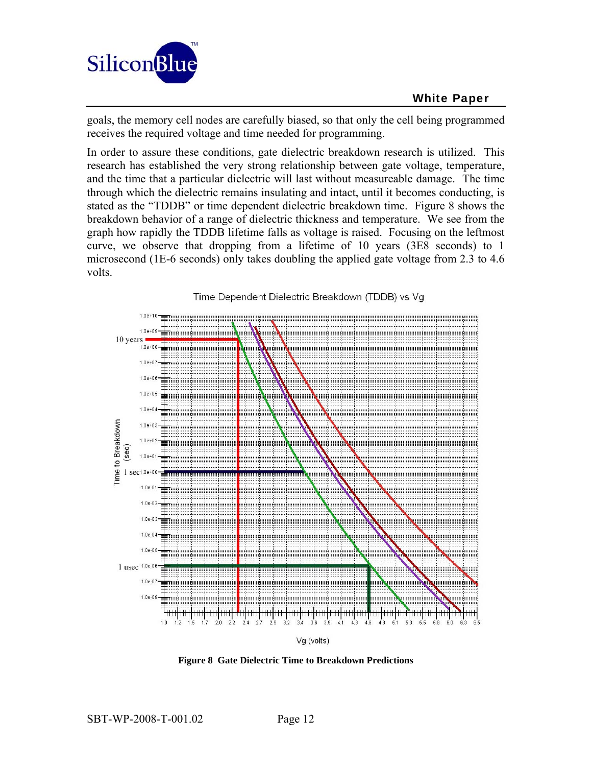goals, the memory cell nodes are carefully biased, so that only the cell being programmed receives the required voltage and time needed for programming.

In order to assure these conditions, gate dielectric breakdown research is utilized. This research has established the very strong relationship between gate voltage, temperature, and the time that a particular dielectric will last without measureable damage. The time through which the dielectric remains insulating and intact, until it becomes conducting, is stated as the "TDDB" or time dependent dielectric breakdown time. Figure 8 shows the breakdown behavior of a range of dielectric thickness and temperature. We see from the graph how rapidly the TDDB lifetime falls as voltage is raised. Focusing on the leftmost curve, we observe that dropping from a lifetime of 10 years (3E8 seconds) to 1 microsecond (1E-6 seconds) only takes doubling the applied gate voltage from 2.3 to 4.6 volts.

**Figure 8 Gate Dielectric Time to Breakdown Predictions**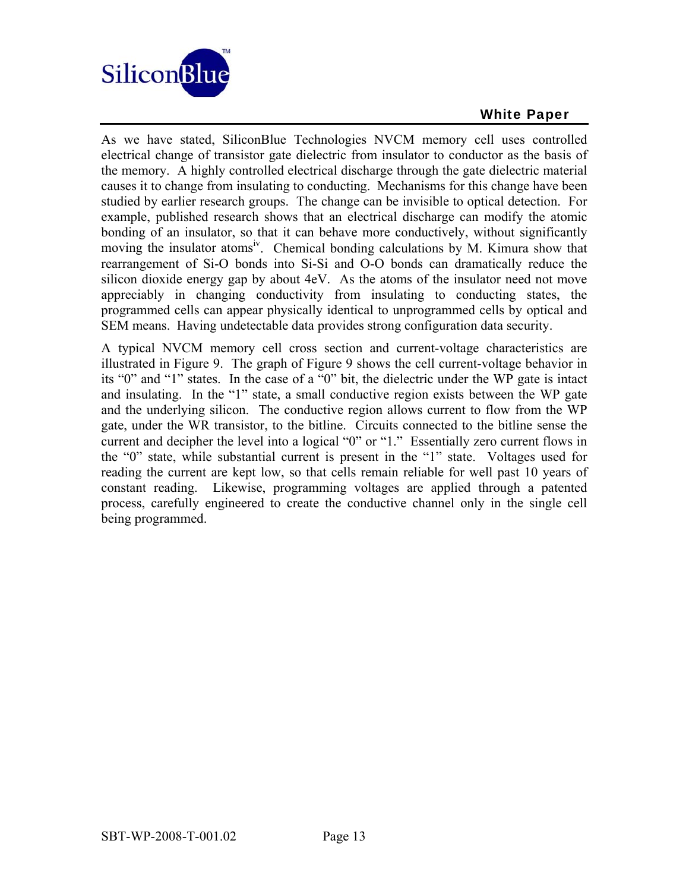As we have stated, SiliconBlue Technologies NVCM memory cell uses controlled electrical change of transistor gate dielectric from insulator to conductor as the basis of the memory. A highly controlled electrical discharge through the gate dielectric material causes it to change from insulating to conducting. Mechanisms for this change have been studied by earlier research groups. The change can be invisible to optical detection. For example, published research shows that an electrical discharge can modify the atomic bonding of an insulator, so that it can behave more conductively, without significantly moving the insulator atoms[iv]. Chemical bonding calculations by M. Kimura show that rearrangement of Si-O bonds into Si-Si and O-O bonds can dramatically reduce the silicon dioxide energy gap by about 4eV. As the atoms of the insulator need not move appreciably in changing conductivity from insulating to conducting states, the programmed cells can appear physically identical to unprogrammed cells by optical and SEM means. Having undetectable data provides strong configuration data security.

A typical NVCM memory cell cross section and current-voltage characteristics are illustrated in Figure 9. The graph of Figure 9 shows the cell current-voltage behavior in its "0" and "1" states. In the case of a "0" bit, the dielectric under the WP gate is intact and insulating. In the "1" state, a small conductive region exists between the WP gate and the underlying silicon. The conductive region allows current to flow from the WP gate, under the WR transistor, to the bitline. Circuits connected to the bitline sense the current and decipher the level into a logical "0" or "1." Essentially zero current flows in the "0" state, while substantial current is present in the "1" state. Voltages used for reading the current are kept low, so that cells remain reliable for well past 10 years of constant reading. Likewise, programming voltages are applied through a patented process, carefully engineered to create the conductive channel only in the single cell being programmed.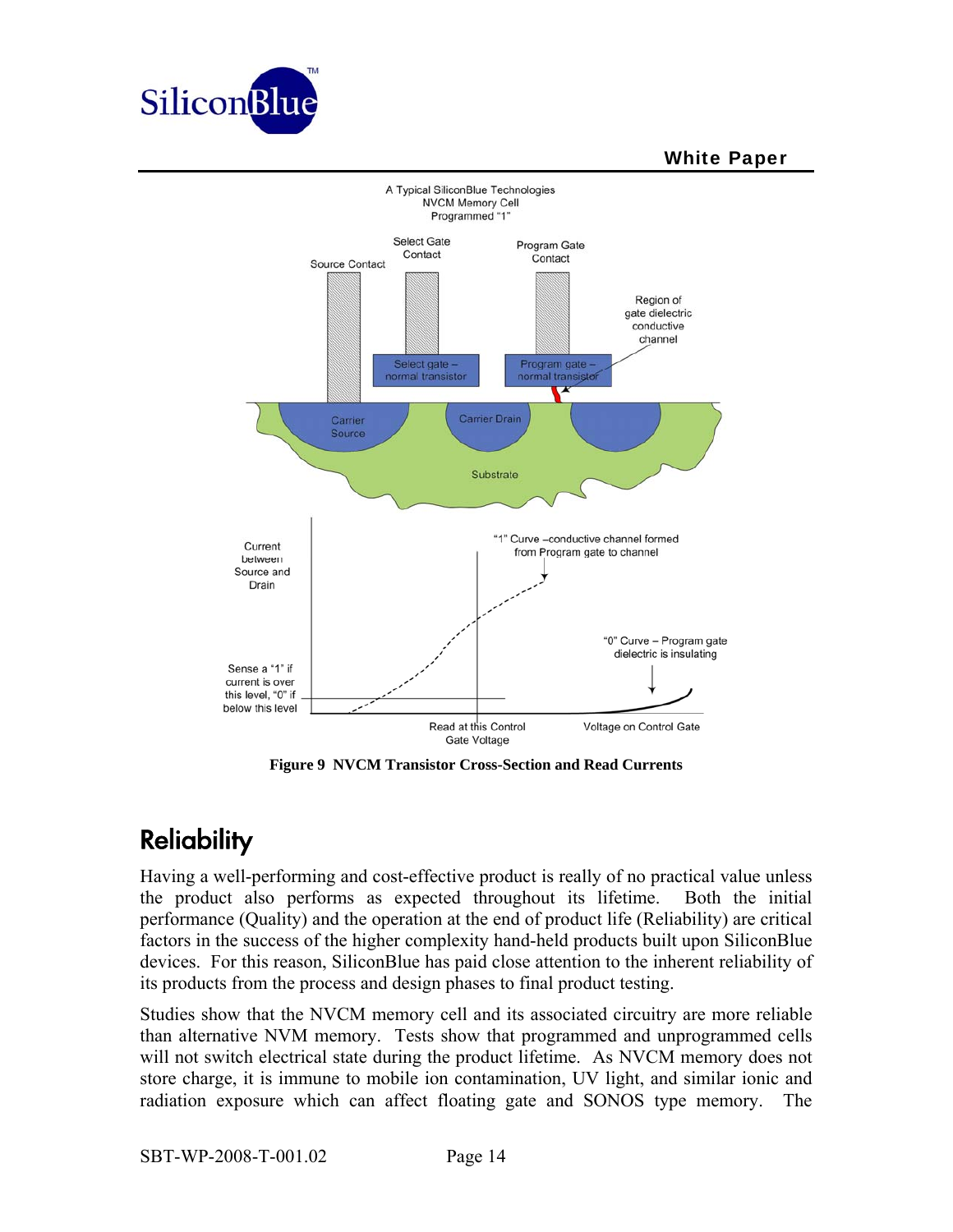Figure 9 NVCM Transistor Cross-Section and Read Currents

## Reliability

Having a well-performing and cost-effective product is really of no practical value unless the product also performs as expected throughout its lifetime. Both the initial performance (Quality) and the operation at the end of product life (Reliability) are critical factors in the success of the higher complexity hand-held products built upon SiliconBlue devices. For this reason, SiliconBlue has paid close attention to the inherent reliability of its products from the process and design phases to final product testing.

Studies show that the NVCM memory cell and its associated circuitry are more reliable than alternative NVM memory. Tests show that programmed and unprogrammed cells will not switch electrical state during the product lifetime. As NVCM memory does not store charge, it is immune to mobile ion contamination, UV light, and similar ionic and radiation exposure which can affect floating gate and SONOS type memory. The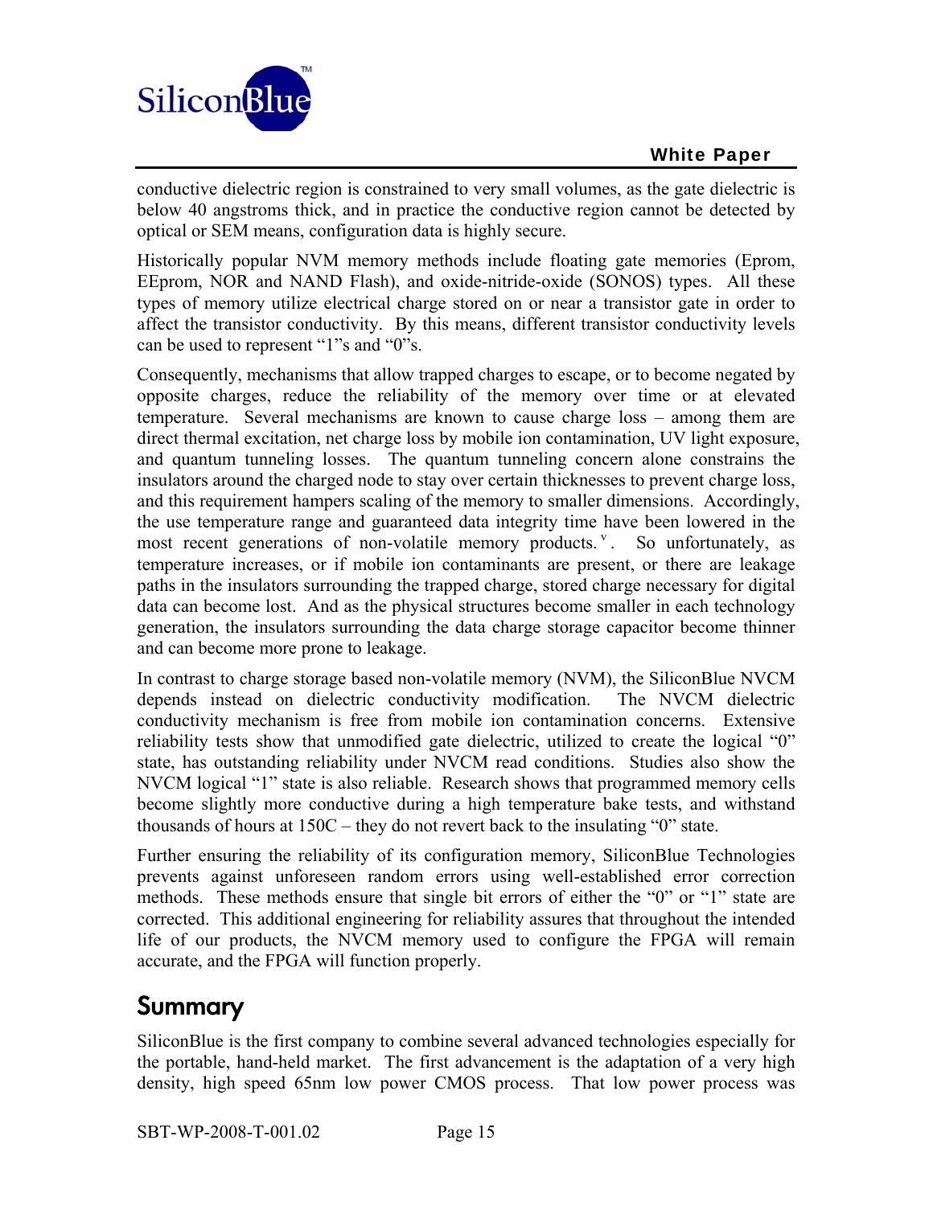conductive dielectric region is constrained to very small volumes, as the gate dielectric is below 40 angstroms thick, and in practice the conductive region cannot be detected by optical or SEM means, configuration data is highly secure.

Historically popular NVM memory methods include floating gate memories (Eprom, EEprom, NOR and NAND Flash), and oxide-nitride-oxide (SONOS) types. All these types of memory utilize electrical charge stored on or near a transistor gate in order to affect the transistor conductivity. By this means, different transistor conductivity levels can be used to represent "1"s and "0"s.

Consequently, mechanisms that allow trapped charges to escape, or to become negated by opposite charges, reduce the reliability of the memory over time or at elevated temperature. Several mechanisms are known to cause charge loss – among them are direct thermal excitation, net charge loss by mobile ion contamination, UV light exposure, and quantum tunneling losses. The quantum tunneling concern alone constrains the insulators around the charged node to stay over certain thicknesses to prevent charge loss, and this requirement hampers scaling of the memory to smaller dimensions. Accordingly, the use temperature range and guaranteed data integrity time have been lowered in the most recent generations of non-volatile memory products.[v]. So unfortunately, as temperature increases, or if mobile ion contaminants are present, or there are leakage paths in the insulators surrounding the trapped charge, stored charge necessary for digital data can become lost. And as the physical structures become smaller in each technology generation, the insulators surrounding the data charge storage capacitor become thinner and can become more prone to leakage.

In contrast to charge storage based non-volatile memory (NVM), the SiliconBlue NVCM depends instead on dielectric conductivity modification. The NVCM dielectric conductivity mechanism is free from mobile ion contamination concerns. Extensive reliability tests show that unmodified gate dielectric, utilized to create the logical "0" state, has outstanding reliability under NVCM read conditions. Studies also show the NVCM logical "1" state is also reliable. Research shows that programmed memory cells become slightly more conductive during a high temperature bake tests, and withstand thousands of hours at 150C – they do not revert back to the insulating "0" state.

Further ensuring the reliability of its configuration memory, SiliconBlue Technologies prevents against unforeseen random errors using well-established error correction methods. These methods ensure that single bit errors of either the "0" or "1" state are corrected. This additional engineering for reliability assures that throughout the intended life of our products, the NVCM memory used to configure the FPGA will remain accurate, and the FPGA will function properly.

## Summary

SiliconBlue is the first company to combine several advanced technologies especially for the portable, hand-held market. The first advancement is the adaptation of a very high density, high speed 65nm low power CMOS process. That low power process was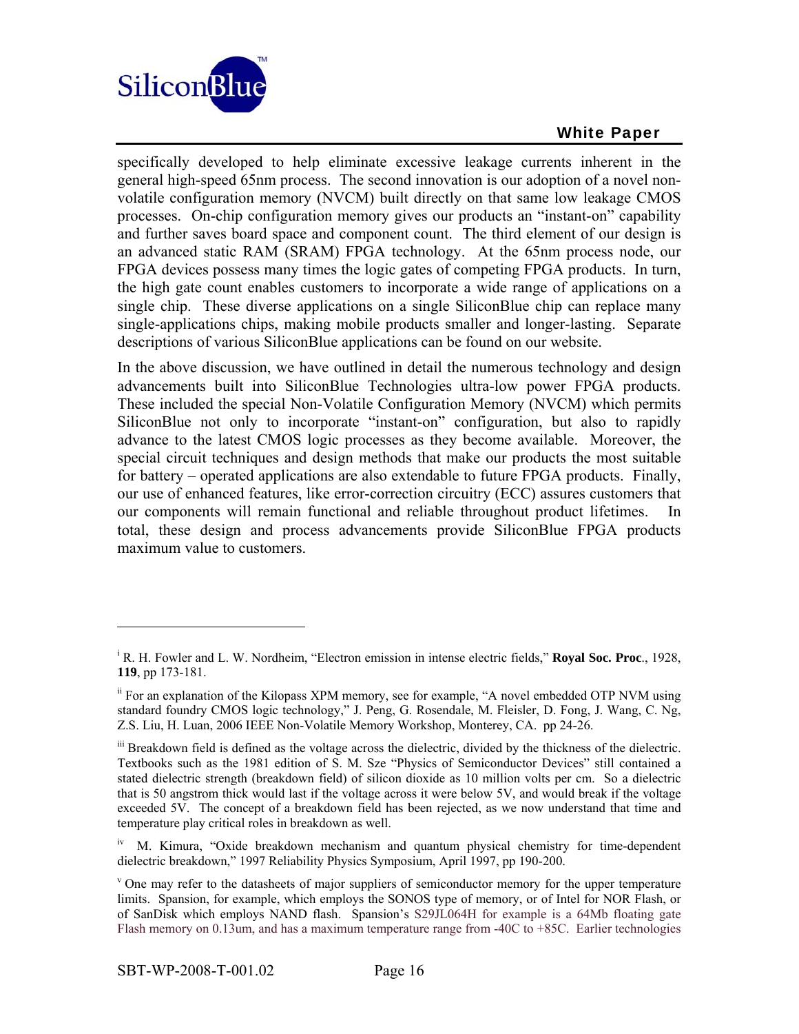specifically developed to help eliminate excessive leakage currents inherent in the general high-speed 65nm process. The second innovation is our adoption of a novel non-volatile configuration memory (NVCM) built directly on that same low leakage CMOS processes. On-chip configuration memory gives our products an "instant-on" capability and further saves board space and component count. The third element of our design is an advanced static RAM (SRAM) FPGA technology. At the 65nm process node, our FPGA devices possess many times the logic gates of competing FPGA products. In turn, the high gate count enables customers to incorporate a wide range of applications on a single chip. These diverse applications on a single SiliconBlue chip can replace many single-applications chips, making mobile products smaller and longer-lasting. Separate descriptions of various SiliconBlue applications can be found on our website.

In the above discussion, we have outlined in detail the numerous technology and design advancements built into SiliconBlue Technologies ultra-low power FPGA products. These included the special Non-Volatile Configuration Memory (NVCM) which permits SiliconBlue not only to incorporate "instant-on" configuration, but also to rapidly advance to the latest CMOS logic processes as they become available. Moreover, the special circuit techniques and design methods that make our products the most suitable for battery – operated applications are also extendable to future FPGA products. Finally, our use of enhanced features, like error-correction circuitry (ECC) assures customers that our components will remain functional and reliable throughout product lifetimes. In total, these design and process advancements provide SiliconBlue FPGA products maximum value to customers.

---

[i] R. H. Fowler and L. W. Nordheim, "Electron emission in intense electric fields," **Royal Soc. Proc**., 1928, **119**, pp 173-181.

[ii] For an explanation of the Kilopass XPM memory, see for example, "A novel embedded OTP NVM using standard foundry CMOS logic technology," J. Peng, G. Rosendale, M. Fleisler, D. Fong, J. Wang, C. Ng, Z.S. Liu, H. Luan, 2006 IEEE Non-Volatile Memory Workshop, Monterey, CA. pp 24-26.

[iii] Breakdown field is defined as the voltage across the dielectric, divided by the thickness of the dielectric. Textbooks such as the 1981 edition of S. M. Sze "Physics of Semiconductor Devices" still contained a stated dielectric strength (breakdown field) of silicon dioxide as 10 million volts per cm. So a dielectric that is 50 angstrom thick would last if the voltage across it were below 5V, and would break if the voltage exceeded 5V. The concept of a breakdown field has been rejected, as we now understand that time and temperature play critical roles in breakdown as well.

[iv] M. Kimura, "Oxide breakdown mechanism and quantum physical chemistry for time-dependent dielectric breakdown," 1997 Reliability Physics Symposium, April 1997, pp 190-200.

[v] One may refer to the datasheets of major suppliers of semiconductor memory for the upper temperature limits. Spansion, for example, which employs the SONOS type of memory, or of Intel for NOR Flash, or of SanDisk which employs NAND flash. Spansion's S29JL064H for example is a 64Mb floating gate Flash memory on 0.13um, and has a maximum temperature range from -40C to +85C. Earlier technologies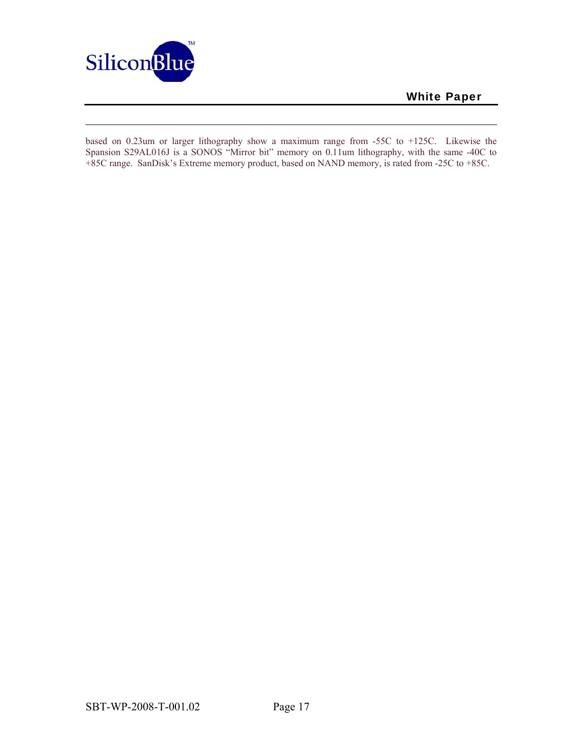based on 0.23um or larger lithography show a maximum range from -55C to +125C. Likewise the Spansion S29AL016J is a SONOS "Mirror bit" memory on 0.11um lithography, with the same -40C to +85C range. SanDisk's Extreme memory product, based on NAND memory, is rated from -25C to +85C.